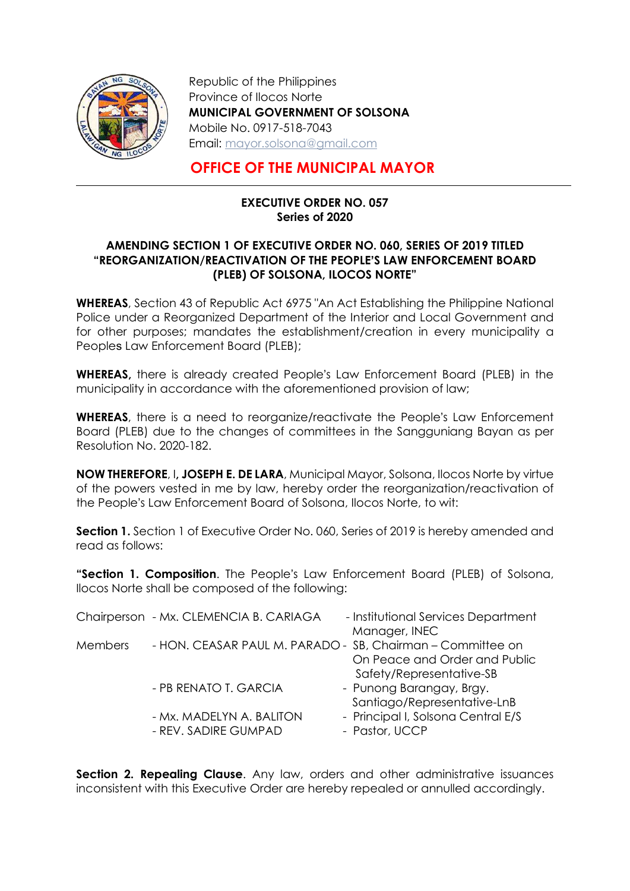Republic of the Philippines
Province of Ilocos Norte
**MUNICIPAL GOVERNMENT OF SOLSONA**
Mobile No. 0917-518-7043
Email: mayor.solsona@gmail.com

## OFFICE OF THE MUNICIPAL MAYOR

**EXECUTIVE ORDER NO. 057**
**Series of 2020**

**AMENDING SECTION 1 OF EXECUTIVE ORDER NO. 060, SERIES OF 2019 TITLED "REORGANIZATION/REACTIVATION OF THE PEOPLE'S LAW ENFORCEMENT BOARD (PLEB) OF SOLSONA, ILOCOS NORTE"**

**WHEREAS**, Section 43 of Republic Act 6975 "An Act Establishing the Philippine National Police under a Reorganized Department of the Interior and Local Government and for other purposes; mandates the establishment/creation in every municipality a Peoples Law Enforcement Board (PLEB);

**WHEREAS,** there is already created People's Law Enforcement Board (PLEB) in the municipality in accordance with the aforementioned provision of law;

**WHEREAS**, there is a need to reorganize/reactivate the People's Law Enforcement Board (PLEB) due to the changes of committees in the Sangguniang Bayan as per Resolution No. 2020-182.

**NOW THEREFORE**, I**, JOSEPH E. DE LARA**, Municipal Mayor, Solsona, Ilocos Norte by virtue of the powers vested in me by law, hereby order the reorganization/reactivation of the People's Law Enforcement Board of Solsona, Ilocos Norte, to wit:

**Section 1.** Section 1 of Executive Order No. 060, Series of 2019 is hereby amended and read as follows:

**"Section 1. Composition**. The People's Law Enforcement Board (PLEB) of Solsona, Ilocos Norte shall be composed of the following:

| | | |
|---|---|---|
| Chairperson | - Mx. CLEMENCIA B. CARIAGA | - Institutional Services Department Manager, INEC |
| Members | - HON. CEASAR PAUL M. PARADO | - SB, Chairman – Committee on On Peace and Order and Public Safety/Representative-SB |
| | - PB RENATO T. GARCIA | - Punong Barangay, Brgy. Santiago/Representative-LnB |
| | - Mx. MADELYN A. BALITON | - Principal I, Solsona Central E/S |
| | - REV. SADIRE GUMPAD | - Pastor, UCCP |

**Section 2. Repealing Clause**. Any law, orders and other administrative issuances inconsistent with this Executive Order are hereby repealed or annulled accordingly.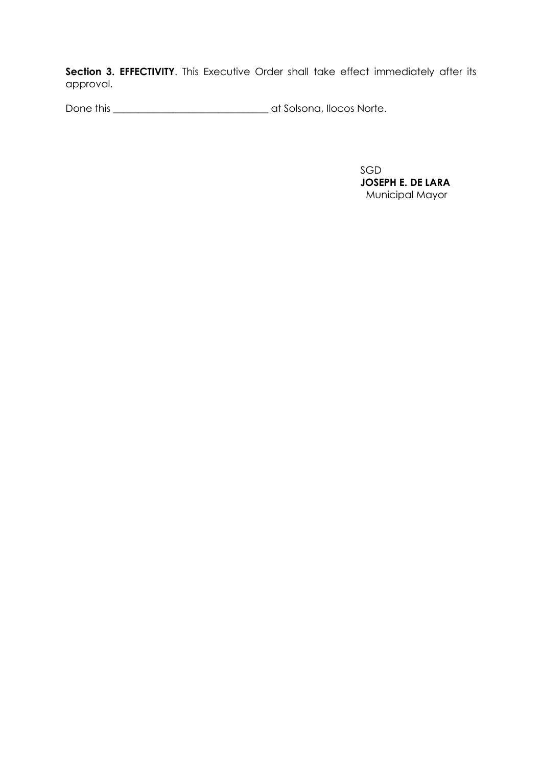**Section 3. EFFECTIVITY**. This Executive Order shall take effect immediately after its approval.

Done this ______________________________ at Solsona, Ilocos Norte.

SGD
**JOSEPH E. DE LARA**
Municipal Mayor